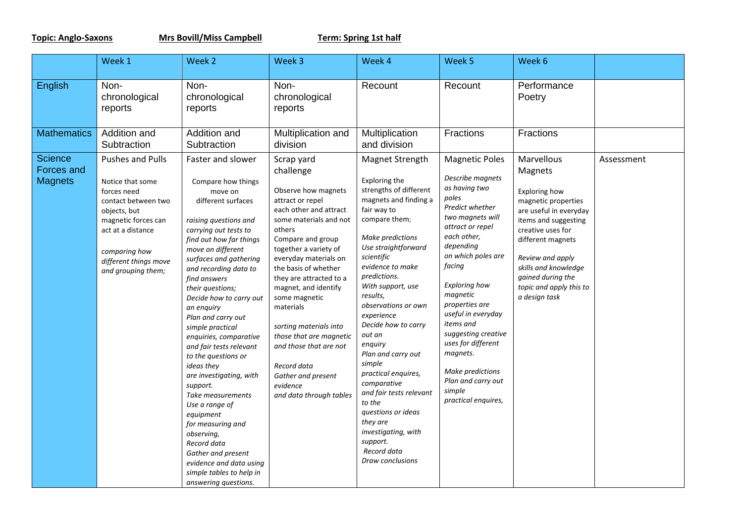**Topic: Anglo-Saxons** **Mrs Bovill/Miss Campbell** **Term: Spring 1st half**

| | Week 1 | Week 2 | Week 3 | Week 4 | Week 5 | Week 6 | |
|---|---|---|---|---|---|---|---|
| English | Non-chronological reports | Non-chronological reports | Non-chronological reports | Recount | Recount | Performance Poetry | |
| Mathematics | Addition and Subtraction | Addition and Subtraction | Multiplication and division | Multiplication and division | Fractions | Fractions | |
| Science Forces and Magnets | Pushes and Pulls<br><br>Notice that some forces need contact between two objects, but magnetic forces can act at a distance<br><br>*comparing how different things move and grouping them;* | Faster and slower<br><br>Compare how things move on different surfaces<br><br>*raising questions and carrying out tests to find out how far things move on different surfaces and gathering and recording data to find answers their questions;*<br>*Decide how to carry out an enquiry*<br>*Plan and carry out simple practical enquiries, comparative and fair tests relevant to the questions or ideas they are investigating, with support.*<br>*Take measurements*<br>*Use a range of equipment for measuring and observing,*<br>*Record data*<br>*Gather and present evidence and data using simple tables to help in answering questions.* | Scrap yard challenge<br><br>Observe how magnets attract or repel each other and attract some materials and not others<br>Compare and group together a variety of everyday materials on the basis of whether they are attracted to a magnet, and identify some magnetic materials<br><br>*sorting materials into those that are magnetic and those that are not*<br><br>*Record data*<br>*Gather and present evidence and data through tables* | Magnet Strength<br><br>Exploring the strengths of different magnets and finding a fair way to compare them;<br><br>*Make predictions*<br>*Use straightforward scientific evidence to make predictions.*<br>*With support, use results, observations or own experience*<br>*Decide how to carry out an enquiry*<br>*Plan and carry out simple practical enquires, comparative and fair tests relevant to the questions or ideas they are investigating, with support.*<br>*Record data*<br>*Draw conclusions* | Magnetic Poles<br><br>*Describe magnets as having two poles*<br>*Predict whether two magnets will attract or repel each other, depending on which poles are facing*<br><br>*Exploring how magnetic properties are useful in everyday items and suggesting creative uses for different magnets.*<br><br>*Make predictions*<br>*Plan and carry out simple practical enquires,* | Marvellous Magnets<br><br>Exploring how magnetic properties are useful in everyday items and suggesting creative uses for different magnets<br><br>*Review and apply skills and knowledge gained during the topic and apply this to a design task* | Assessment |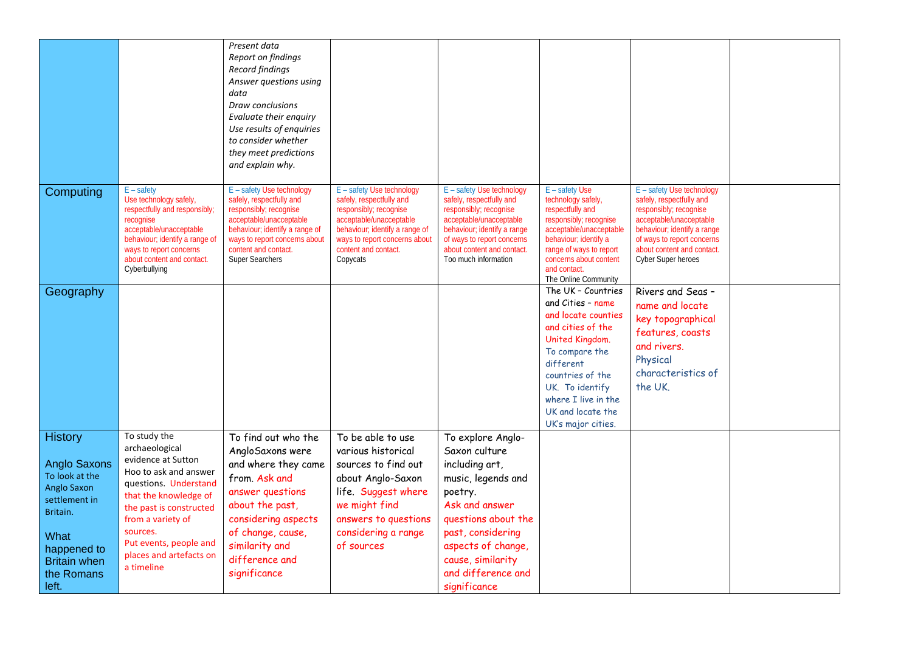| | | | | | | | |
|---|---|---|---|---|---|---|---|
| | | *Present data*<br>*Report on findings*<br>*Record findings*<br>*Answer questions using data*<br>*Draw conclusions*<br>*Evaluate their enquiry*<br>*Use results of enquiries to consider whether they meet predictions and explain why.* | | | | | |
| Computing | E – safety Use technology safely, respectfully and responsibly; recognise acceptable/unacceptable behaviour; identify a range of ways to report concerns about content and contact.<br>Cyberbullying | E – safety Use technology safely, respectfully and responsibly; recognise acceptable/unacceptable behaviour; identify a range of ways to report concerns about content and contact.<br>Super Searchers | E – safety Use technology safely, respectfully and responsibly; recognise acceptable/unacceptable behaviour; identify a range of ways to report concerns about content and contact.<br>Copycats | E – safety Use technology safely, respectfully and responsibly; recognise acceptable/unacceptable behaviour; identify a range of ways to report concerns about content and contact.<br>Too much information | E – safety Use technology safely, respectfully and responsibly; recognise acceptable/unacceptable behaviour; identify a range of ways to report concerns about content and contact.<br>The Online Community | E – safety Use technology safely, respectfully and responsibly; recognise acceptable/unacceptable behaviour; identify a range of ways to report concerns about content and contact.<br>Cyber Super heroes | |
| Geography | | | | | The UK – Countries and Cities – name and locate counties and cities of the United Kingdom. To compare the different countries of the UK. To identify where I live in the UK and locate the UK's major cities. | Rivers and Seas – name and locate key topographical features, coasts and rivers. Physical characteristics of the UK. | |
| History<br><br>Anglo Saxons<br>To look at the Anglo Saxon settlement in Britain.<br><br>What happened to Britain when the Romans left. | To study the archaeological evidence at Sutton Hoo to ask and answer questions. Understand that the knowledge of the past is constructed from a variety of sources.<br>Put events, people and places and artefacts on a timeline | To find out who the AngloSaxons were and where they came from. Ask and answer questions about the past, considering aspects of change, cause, similarity and difference and significance | To be able to use various historical sources to find out about Anglo-Saxon life. Suggest where we might find answers to questions considering a range of sources | To explore Anglo-Saxon culture including art, music, legends and poetry.<br>Ask and answer questions about the past, considering aspects of change, cause, similarity and difference and significance | | | |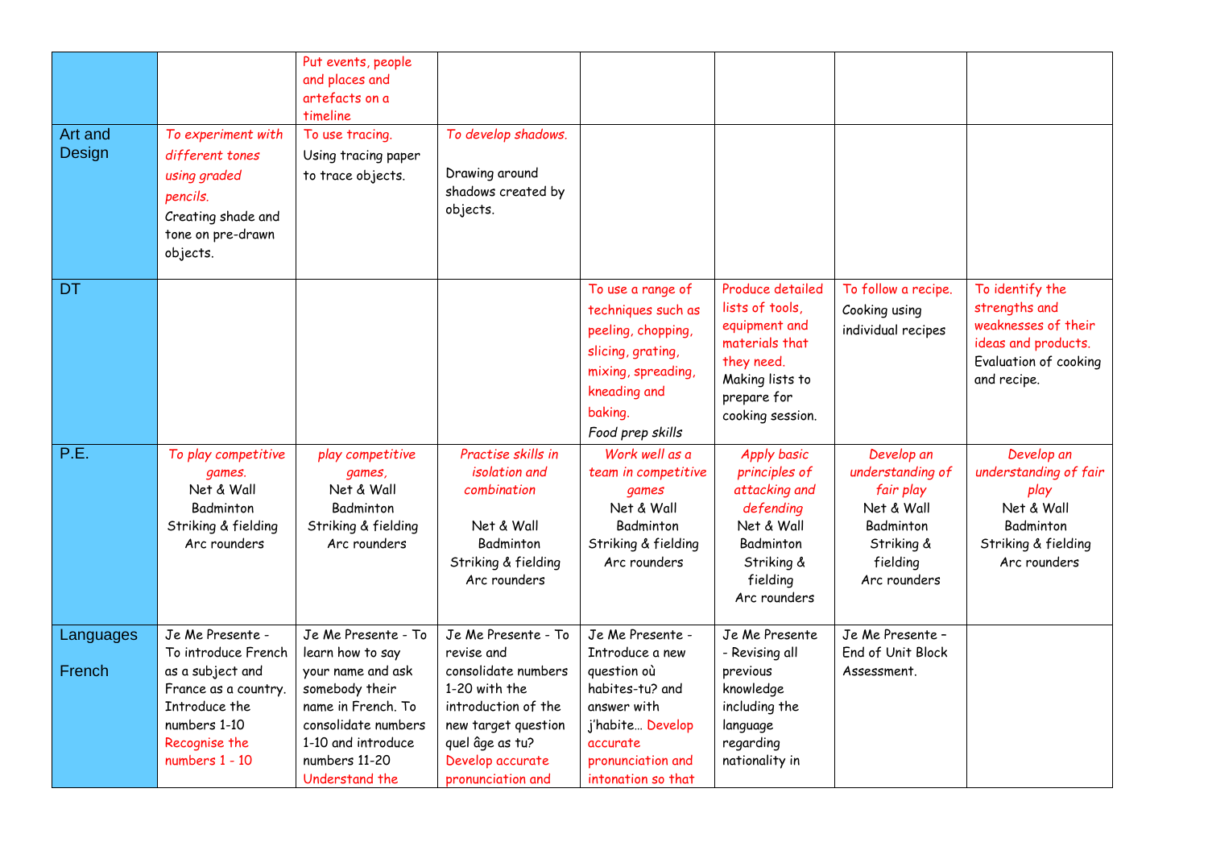| | | | | | | | |
|---|---|---|---|---|---|---|---|
| | | Put events, people and places and artefacts on a timeline | | | | | |
| Art and Design | *To experiment with different tones using graded pencils.* Creating shade and tone on pre-drawn objects. | To use tracing. Using tracing paper to trace objects. | *To develop shadows.* Drawing around shadows created by objects. | | | | |
| DT | | | | To use a range of techniques such as peeling, chopping, slicing, grating, mixing, spreading, kneading and baking. *Food prep skills* | Produce detailed lists of tools, equipment and materials that they need. Making lists to prepare for cooking session. | To follow a recipe. Cooking using individual recipes | To identify the strengths and weaknesses of their ideas and products. Evaluation of cooking and recipe. |
| P.E. | *To play competitive games.* Net & Wall Badminton Striking & fielding Arc rounders | *play competitive games,* Net & Wall Badminton Striking & fielding Arc rounders | *Practise skills in isolation and combination* Net & Wall Badminton Striking & fielding Arc rounders | *Work well as a team in competitive games* Net & Wall Badminton Striking & fielding Arc rounders | *Apply basic principles of attacking and defending* Net & Wall Badminton Striking & fielding Arc rounders | *Develop an understanding of fair play* Net & Wall Badminton Striking & fielding Arc rounders | *Develop an understanding of fair play* Net & Wall Badminton Striking & fielding Arc rounders |
| Languages French | Je Me Presente - To introduce French as a subject and France as a country. Introduce the numbers 1-10 Recognise the numbers 1 - 10 | Je Me Presente - To learn how to say your name and ask somebody their name in French. To consolidate numbers 1-10 and introduce numbers 11-20 Understand the | Je Me Presente - To revise and consolidate numbers 1-20 with the introduction of the new target question quel âge as tu? Develop accurate pronunciation and | Je Me Presente - Introduce a new question où habites-tu? and answer with j'habite… Develop accurate pronunciation and intonation so that | Je Me Presente - Revising all previous knowledge including the language regarding nationality in | Je Me Presente – End of Unit Block Assessment. | |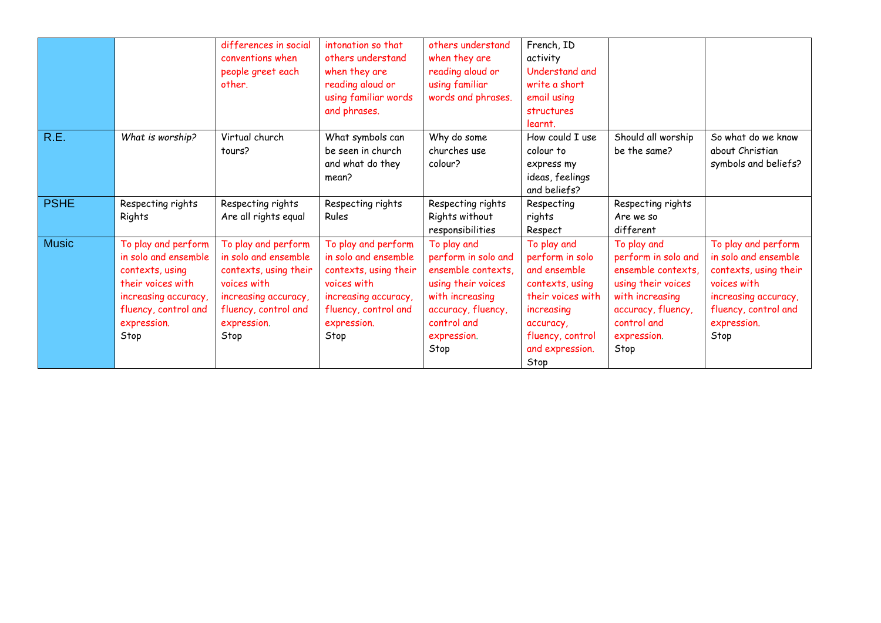| | | | | | | | |
|---|---|---|---|---|---|---|---|
| | | differences in social conventions when people greet each other. | intonation so that others understand when they are reading aloud or using familiar words and phrases. | others understand when they are reading aloud or using familiar words and phrases. | French, ID activity Understand and write a short email using structures learnt. | | |
| R.E. | *What is worship?* | Virtual church tours? | What symbols can be seen in church and what do they mean? | Why do some churches use colour? | How could I use colour to express my ideas, feelings and beliefs? | Should all worship be the same? | So what do we know about Christian symbols and beliefs? |
| PSHE | Respecting rights Rights | Respecting rights Are all rights equal | Respecting rights Rules | Respecting rights Rights without responsibilities | Respecting rights Respect | Respecting rights Are we so different | |
| Music | To play and perform in solo and ensemble contexts, using their voices with increasing accuracy, fluency, control and expression. Stop | To play and perform in solo and ensemble contexts, using their voices with increasing accuracy, fluency, control and expression. Stop | To play and perform in solo and ensemble contexts, using their voices with increasing accuracy, fluency, control and expression. Stop | To play and perform in solo and ensemble contexts, using their voices with increasing accuracy, fluency, control and expression. Stop | To play and perform in solo and ensemble contexts, using their voices with increasing accuracy, fluency, control and expression. Stop | To play and perform in solo and ensemble contexts, using their voices with increasing accuracy, fluency, control and expression. Stop | To play and perform in solo and ensemble contexts, using their voices with increasing accuracy, fluency, control and expression. Stop |